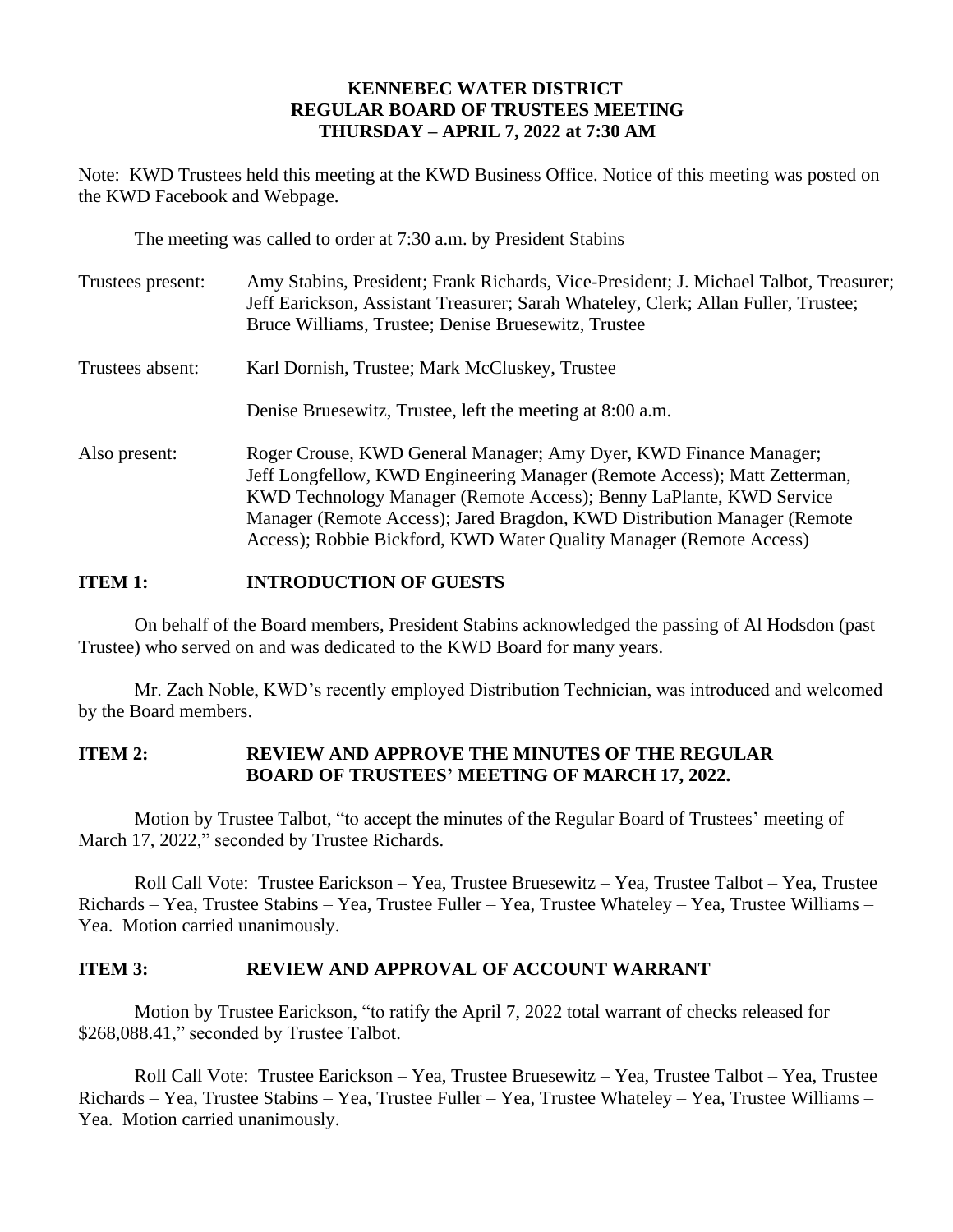# KENNEBEC WATER DISTRICT
## REGULAR BOARD OF TRUSTEES MEETING
### THURSDAY – APRIL 7, 2022 at 7:30 AM

Note: KWD Trustees held this meeting at the KWD Business Office. Notice of this meeting was posted on the KWD Facebook and Webpage.

The meeting was called to order at 7:30 a.m. by President Stabins

Trustees present: Amy Stabins, President; Frank Richards, Vice-President; J. Michael Talbot, Treasurer; Jeff Earickson, Assistant Treasurer; Sarah Whateley, Clerk; Allan Fuller, Trustee; Bruce Williams, Trustee; Denise Bruesewitz, Trustee

Trustees absent: Karl Dornish, Trustee; Mark McCluskey, Trustee

Denise Bruesewitz, Trustee, left the meeting at 8:00 a.m.

Also present: Roger Crouse, KWD General Manager; Amy Dyer, KWD Finance Manager; Jeff Longfellow, KWD Engineering Manager (Remote Access); Matt Zetterman, KWD Technology Manager (Remote Access); Benny LaPlante, KWD Service Manager (Remote Access); Jared Bragdon, KWD Distribution Manager (Remote Access); Robbie Bickford, KWD Water Quality Manager (Remote Access)

**ITEM 1: INTRODUCTION OF GUESTS**

On behalf of the Board members, President Stabins acknowledged the passing of Al Hodsdon (past Trustee) who served on and was dedicated to the KWD Board for many years.

Mr. Zach Noble, KWD's recently employed Distribution Technician, was introduced and welcomed by the Board members.

**ITEM 2: REVIEW AND APPROVE THE MINUTES OF THE REGULAR BOARD OF TRUSTEES' MEETING OF MARCH 17, 2022.**

Motion by Trustee Talbot, "to accept the minutes of the Regular Board of Trustees' meeting of March 17, 2022," seconded by Trustee Richards.

Roll Call Vote: Trustee Earickson – Yea, Trustee Bruesewitz – Yea, Trustee Talbot – Yea, Trustee Richards – Yea, Trustee Stabins – Yea, Trustee Fuller – Yea, Trustee Whateley – Yea, Trustee Williams – Yea. Motion carried unanimously.

**ITEM 3: REVIEW AND APPROVAL OF ACCOUNT WARRANT**

Motion by Trustee Earickson, "to ratify the April 7, 2022 total warrant of checks released for $268,088.41," seconded by Trustee Talbot.

Roll Call Vote: Trustee Earickson – Yea, Trustee Bruesewitz – Yea, Trustee Talbot – Yea, Trustee Richards – Yea, Trustee Stabins – Yea, Trustee Fuller – Yea, Trustee Whateley – Yea, Trustee Williams – Yea. Motion carried unanimously.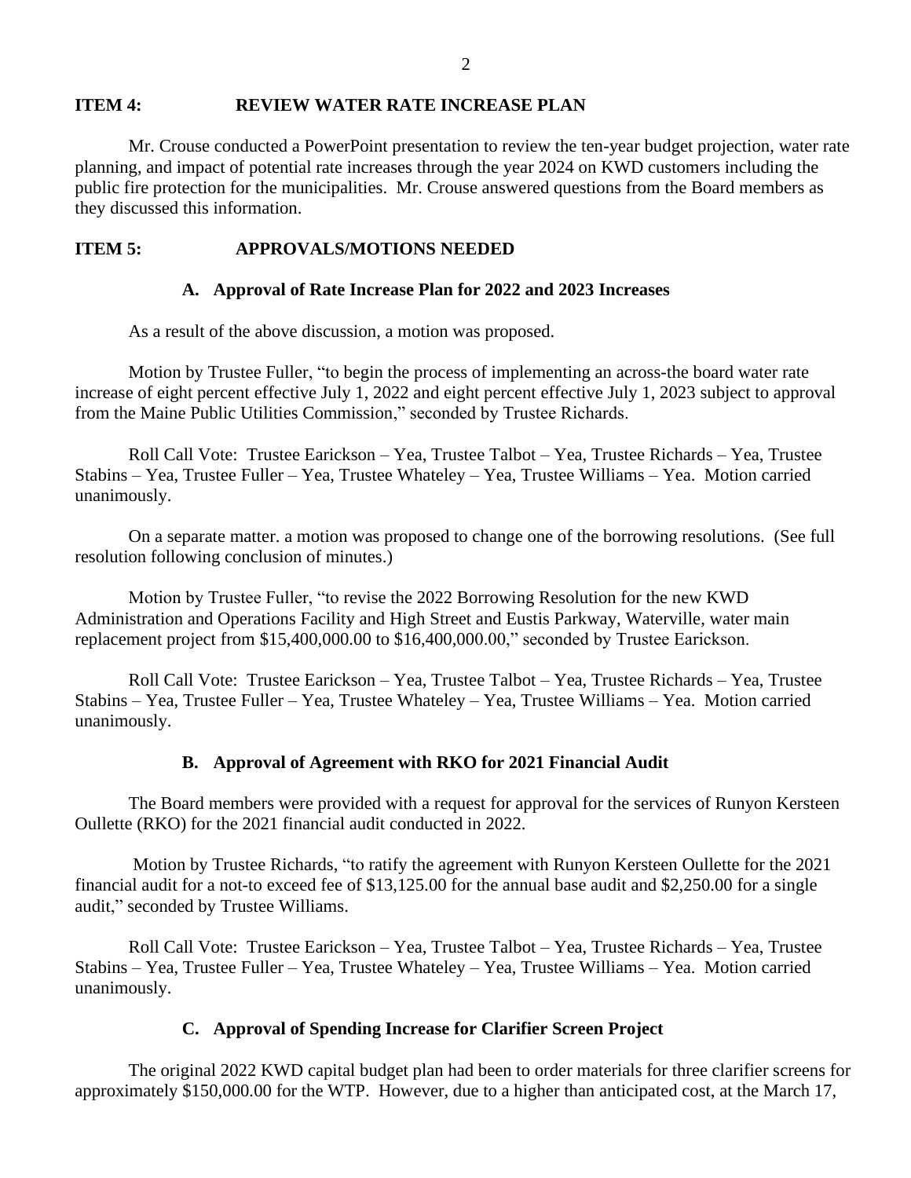**ITEM 4: REVIEW WATER RATE INCREASE PLAN**

Mr. Crouse conducted a PowerPoint presentation to review the ten-year budget projection, water rate planning, and impact of potential rate increases through the year 2024 on KWD customers including the public fire protection for the municipalities. Mr. Crouse answered questions from the Board members as they discussed this information.

**ITEM 5: APPROVALS/MOTIONS NEEDED**

**A. Approval of Rate Increase Plan for 2022 and 2023 Increases**

As a result of the above discussion, a motion was proposed.

Motion by Trustee Fuller, "to begin the process of implementing an across-the board water rate increase of eight percent effective July 1, 2022 and eight percent effective July 1, 2023 subject to approval from the Maine Public Utilities Commission," seconded by Trustee Richards.

Roll Call Vote: Trustee Earickson – Yea, Trustee Talbot – Yea, Trustee Richards – Yea, Trustee Stabins – Yea, Trustee Fuller – Yea, Trustee Whateley – Yea, Trustee Williams – Yea. Motion carried unanimously.

On a separate matter. a motion was proposed to change one of the borrowing resolutions. (See full resolution following conclusion of minutes.)

Motion by Trustee Fuller, "to revise the 2022 Borrowing Resolution for the new KWD Administration and Operations Facility and High Street and Eustis Parkway, Waterville, water main replacement project from $15,400,000.00 to $16,400,000.00," seconded by Trustee Earickson.

Roll Call Vote: Trustee Earickson – Yea, Trustee Talbot – Yea, Trustee Richards – Yea, Trustee Stabins – Yea, Trustee Fuller – Yea, Trustee Whateley – Yea, Trustee Williams – Yea. Motion carried unanimously.

**B. Approval of Agreement with RKO for 2021 Financial Audit**

The Board members were provided with a request for approval for the services of Runyon Kersteen Oullette (RKO) for the 2021 financial audit conducted in 2022.

Motion by Trustee Richards, "to ratify the agreement with Runyon Kersteen Oullette for the 2021 financial audit for a not-to exceed fee of $13,125.00 for the annual base audit and $2,250.00 for a single audit," seconded by Trustee Williams.

Roll Call Vote: Trustee Earickson – Yea, Trustee Talbot – Yea, Trustee Richards – Yea, Trustee Stabins – Yea, Trustee Fuller – Yea, Trustee Whateley – Yea, Trustee Williams – Yea. Motion carried unanimously.

**C. Approval of Spending Increase for Clarifier Screen Project**

The original 2022 KWD capital budget plan had been to order materials for three clarifier screens for approximately $150,000.00 for the WTP. However, due to a higher than anticipated cost, at the March 17,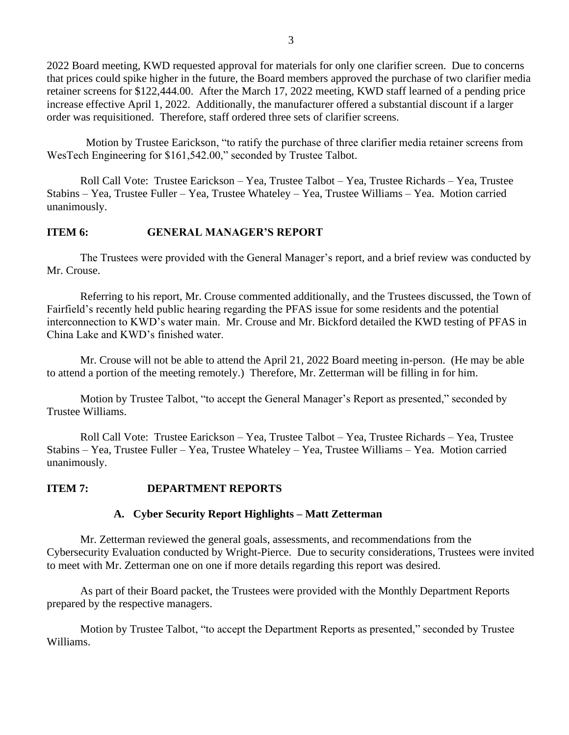2022 Board meeting, KWD requested approval for materials for only one clarifier screen. Due to concerns that prices could spike higher in the future, the Board members approved the purchase of two clarifier media retainer screens for $122,444.00. After the March 17, 2022 meeting, KWD staff learned of a pending price increase effective April 1, 2022. Additionally, the manufacturer offered a substantial discount if a larger order was requisitioned. Therefore, staff ordered three sets of clarifier screens.

Motion by Trustee Earickson, "to ratify the purchase of three clarifier media retainer screens from WesTech Engineering for $161,542.00," seconded by Trustee Talbot.

Roll Call Vote: Trustee Earickson – Yea, Trustee Talbot – Yea, Trustee Richards – Yea, Trustee Stabins – Yea, Trustee Fuller – Yea, Trustee Whateley – Yea, Trustee Williams – Yea. Motion carried unanimously.

**ITEM 6: GENERAL MANAGER'S REPORT**

The Trustees were provided with the General Manager's report, and a brief review was conducted by Mr. Crouse.

Referring to his report, Mr. Crouse commented additionally, and the Trustees discussed, the Town of Fairfield's recently held public hearing regarding the PFAS issue for some residents and the potential interconnection to KWD's water main. Mr. Crouse and Mr. Bickford detailed the KWD testing of PFAS in China Lake and KWD's finished water.

Mr. Crouse will not be able to attend the April 21, 2022 Board meeting in-person. (He may be able to attend a portion of the meeting remotely.) Therefore, Mr. Zetterman will be filling in for him.

Motion by Trustee Talbot, "to accept the General Manager's Report as presented," seconded by Trustee Williams.

Roll Call Vote: Trustee Earickson – Yea, Trustee Talbot – Yea, Trustee Richards – Yea, Trustee Stabins – Yea, Trustee Fuller – Yea, Trustee Whateley – Yea, Trustee Williams – Yea. Motion carried unanimously.

**ITEM 7: DEPARTMENT REPORTS**

**A. Cyber Security Report Highlights – Matt Zetterman**

Mr. Zetterman reviewed the general goals, assessments, and recommendations from the Cybersecurity Evaluation conducted by Wright-Pierce. Due to security considerations, Trustees were invited to meet with Mr. Zetterman one on one if more details regarding this report was desired.

As part of their Board packet, the Trustees were provided with the Monthly Department Reports prepared by the respective managers.

Motion by Trustee Talbot, "to accept the Department Reports as presented," seconded by Trustee Williams.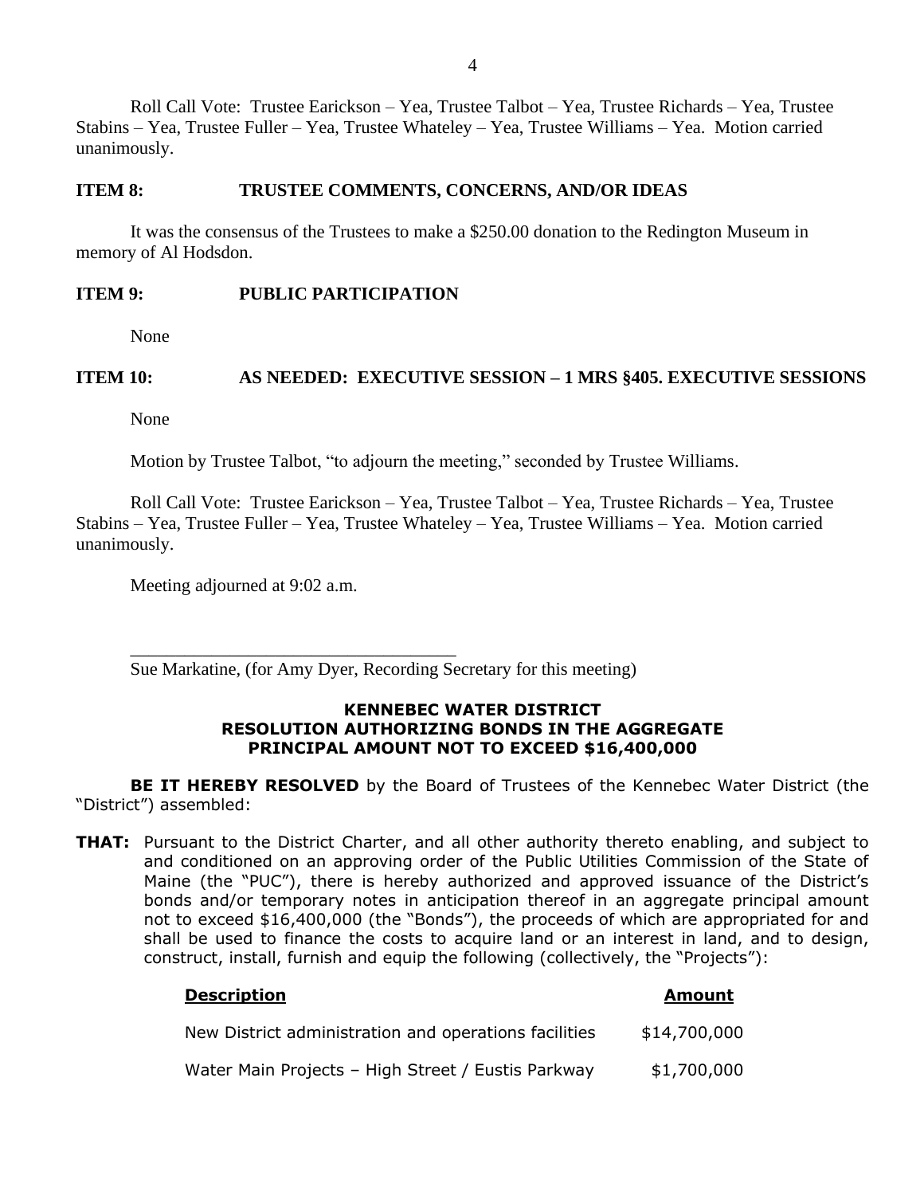Roll Call Vote: Trustee Earickson – Yea, Trustee Talbot – Yea, Trustee Richards – Yea, Trustee Stabins – Yea, Trustee Fuller – Yea, Trustee Whateley – Yea, Trustee Williams – Yea. Motion carried unanimously.

**ITEM 8: TRUSTEE COMMENTS, CONCERNS, AND/OR IDEAS**

It was the consensus of the Trustees to make a $250.00 donation to the Redington Museum in memory of Al Hodsdon.

**ITEM 9: PUBLIC PARTICIPATION**

None

**ITEM 10: AS NEEDED: EXECUTIVE SESSION – 1 MRS §405. EXECUTIVE SESSIONS**

None

Motion by Trustee Talbot, "to adjourn the meeting," seconded by Trustee Williams.

Roll Call Vote: Trustee Earickson – Yea, Trustee Talbot – Yea, Trustee Richards – Yea, Trustee Stabins – Yea, Trustee Fuller – Yea, Trustee Whateley – Yea, Trustee Williams – Yea. Motion carried unanimously.

Meeting adjourned at 9:02 a.m.

___________________________________

Sue Markatine, (for Amy Dyer, Recording Secretary for this meeting)

**KENNEBEC WATER DISTRICT**
**RESOLUTION AUTHORIZING BONDS IN THE AGGREGATE PRINCIPAL AMOUNT NOT TO EXCEED $16,400,000**

**BE IT HEREBY RESOLVED** by the Board of Trustees of the Kennebec Water District (the "District") assembled:

**THAT:** Pursuant to the District Charter, and all other authority thereto enabling, and subject to and conditioned on an approving order of the Public Utilities Commission of the State of Maine (the "PUC"), there is hereby authorized and approved issuance of the District's bonds and/or temporary notes in anticipation thereof in an aggregate principal amount not to exceed $16,400,000 (the "Bonds"), the proceeds of which are appropriated for and shall be used to finance the costs to acquire land or an interest in land, and to design, construct, install, furnish and equip the following (collectively, the "Projects"):

| **Description** | **Amount** |
|---|---|
| New District administration and operations facilities | $14,700,000 |
| Water Main Projects – High Street / Eustis Parkway | $1,700,000 |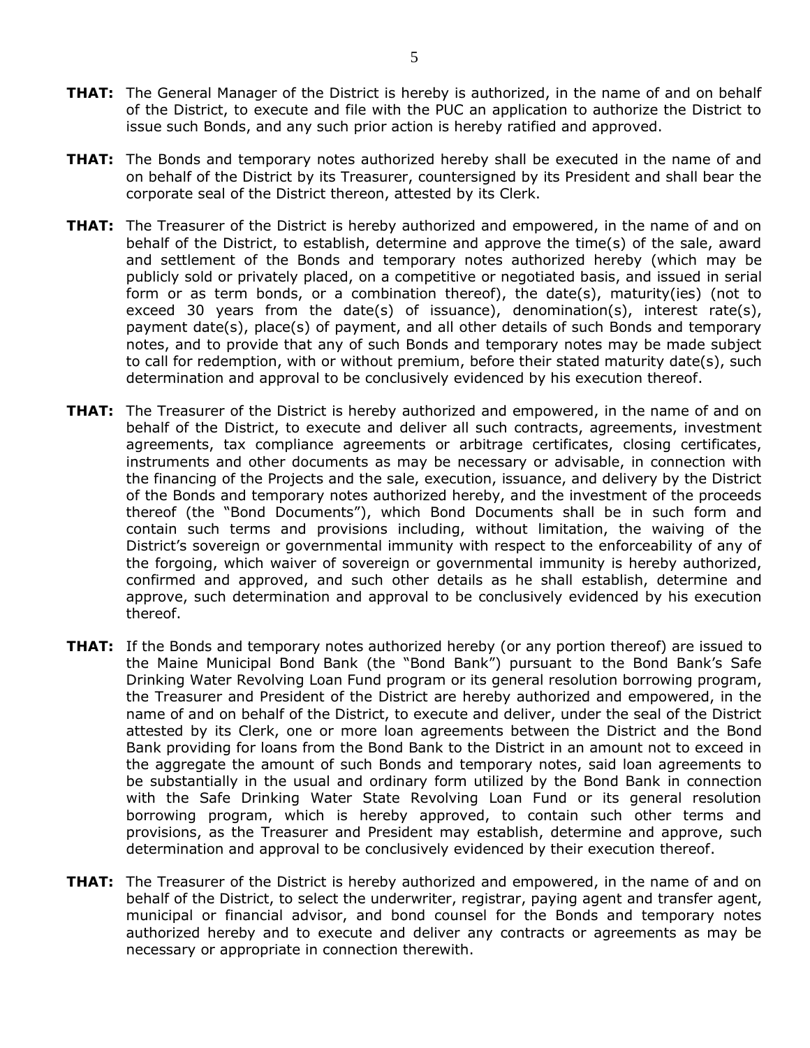**THAT:** The General Manager of the District is hereby is authorized, in the name of and on behalf of the District, to execute and file with the PUC an application to authorize the District to issue such Bonds, and any such prior action is hereby ratified and approved.

**THAT:** The Bonds and temporary notes authorized hereby shall be executed in the name of and on behalf of the District by its Treasurer, countersigned by its President and shall bear the corporate seal of the District thereon, attested by its Clerk.

**THAT:** The Treasurer of the District is hereby authorized and empowered, in the name of and on behalf of the District, to establish, determine and approve the time(s) of the sale, award and settlement of the Bonds and temporary notes authorized hereby (which may be publicly sold or privately placed, on a competitive or negotiated basis, and issued in serial form or as term bonds, or a combination thereof), the date(s), maturity(ies) (not to exceed 30 years from the date(s) of issuance), denomination(s), interest rate(s), payment date(s), place(s) of payment, and all other details of such Bonds and temporary notes, and to provide that any of such Bonds and temporary notes may be made subject to call for redemption, with or without premium, before their stated maturity date(s), such determination and approval to be conclusively evidenced by his execution thereof.

**THAT:** The Treasurer of the District is hereby authorized and empowered, in the name of and on behalf of the District, to execute and deliver all such contracts, agreements, investment agreements, tax compliance agreements or arbitrage certificates, closing certificates, instruments and other documents as may be necessary or advisable, in connection with the financing of the Projects and the sale, execution, issuance, and delivery by the District of the Bonds and temporary notes authorized hereby, and the investment of the proceeds thereof (the "Bond Documents"), which Bond Documents shall be in such form and contain such terms and provisions including, without limitation, the waiving of the District's sovereign or governmental immunity with respect to the enforceability of any of the forgoing, which waiver of sovereign or governmental immunity is hereby authorized, confirmed and approved, and such other details as he shall establish, determine and approve, such determination and approval to be conclusively evidenced by his execution thereof.

**THAT:** If the Bonds and temporary notes authorized hereby (or any portion thereof) are issued to the Maine Municipal Bond Bank (the "Bond Bank") pursuant to the Bond Bank's Safe Drinking Water Revolving Loan Fund program or its general resolution borrowing program, the Treasurer and President of the District are hereby authorized and empowered, in the name of and on behalf of the District, to execute and deliver, under the seal of the District attested by its Clerk, one or more loan agreements between the District and the Bond Bank providing for loans from the Bond Bank to the District in an amount not to exceed in the aggregate the amount of such Bonds and temporary notes, said loan agreements to be substantially in the usual and ordinary form utilized by the Bond Bank in connection with the Safe Drinking Water State Revolving Loan Fund or its general resolution borrowing program, which is hereby approved, to contain such other terms and provisions, as the Treasurer and President may establish, determine and approve, such determination and approval to be conclusively evidenced by their execution thereof.

**THAT:** The Treasurer of the District is hereby authorized and empowered, in the name of and on behalf of the District, to select the underwriter, registrar, paying agent and transfer agent, municipal or financial advisor, and bond counsel for the Bonds and temporary notes authorized hereby and to execute and deliver any contracts or agreements as may be necessary or appropriate in connection therewith.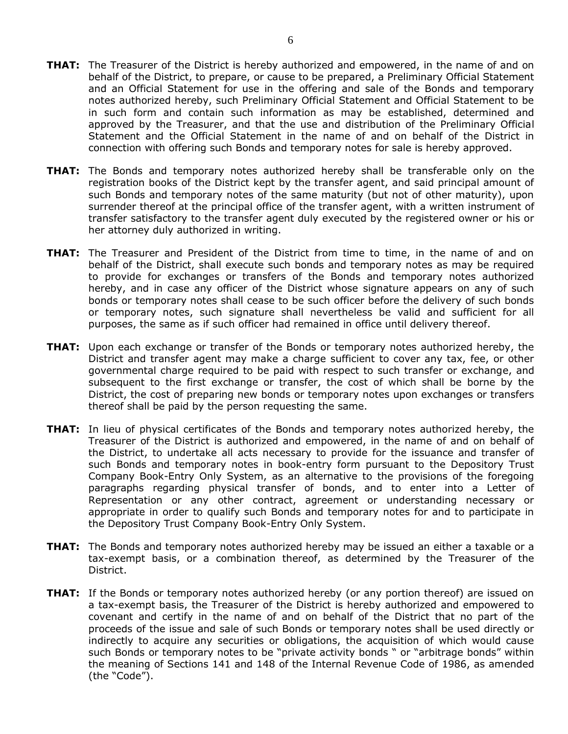**THAT:** The Treasurer of the District is hereby authorized and empowered, in the name of and on behalf of the District, to prepare, or cause to be prepared, a Preliminary Official Statement and an Official Statement for use in the offering and sale of the Bonds and temporary notes authorized hereby, such Preliminary Official Statement and Official Statement to be in such form and contain such information as may be established, determined and approved by the Treasurer, and that the use and distribution of the Preliminary Official Statement and the Official Statement in the name of and on behalf of the District in connection with offering such Bonds and temporary notes for sale is hereby approved.

**THAT:** The Bonds and temporary notes authorized hereby shall be transferable only on the registration books of the District kept by the transfer agent, and said principal amount of such Bonds and temporary notes of the same maturity (but not of other maturity), upon surrender thereof at the principal office of the transfer agent, with a written instrument of transfer satisfactory to the transfer agent duly executed by the registered owner or his or her attorney duly authorized in writing.

**THAT:** The Treasurer and President of the District from time to time, in the name of and on behalf of the District, shall execute such bonds and temporary notes as may be required to provide for exchanges or transfers of the Bonds and temporary notes authorized hereby, and in case any officer of the District whose signature appears on any of such bonds or temporary notes shall cease to be such officer before the delivery of such bonds or temporary notes, such signature shall nevertheless be valid and sufficient for all purposes, the same as if such officer had remained in office until delivery thereof.

**THAT:** Upon each exchange or transfer of the Bonds or temporary notes authorized hereby, the District and transfer agent may make a charge sufficient to cover any tax, fee, or other governmental charge required to be paid with respect to such transfer or exchange, and subsequent to the first exchange or transfer, the cost of which shall be borne by the District, the cost of preparing new bonds or temporary notes upon exchanges or transfers thereof shall be paid by the person requesting the same.

**THAT:** In lieu of physical certificates of the Bonds and temporary notes authorized hereby, the Treasurer of the District is authorized and empowered, in the name of and on behalf of the District, to undertake all acts necessary to provide for the issuance and transfer of such Bonds and temporary notes in book-entry form pursuant to the Depository Trust Company Book-Entry Only System, as an alternative to the provisions of the foregoing paragraphs regarding physical transfer of bonds, and to enter into a Letter of Representation or any other contract, agreement or understanding necessary or appropriate in order to qualify such Bonds and temporary notes for and to participate in the Depository Trust Company Book-Entry Only System.

**THAT:** The Bonds and temporary notes authorized hereby may be issued an either a taxable or a tax-exempt basis, or a combination thereof, as determined by the Treasurer of the District.

**THAT:** If the Bonds or temporary notes authorized hereby (or any portion thereof) are issued on a tax-exempt basis, the Treasurer of the District is hereby authorized and empowered to covenant and certify in the name of and on behalf of the District that no part of the proceeds of the issue and sale of such Bonds or temporary notes shall be used directly or indirectly to acquire any securities or obligations, the acquisition of which would cause such Bonds or temporary notes to be "private activity bonds " or "arbitrage bonds" within the meaning of Sections 141 and 148 of the Internal Revenue Code of 1986, as amended (the "Code").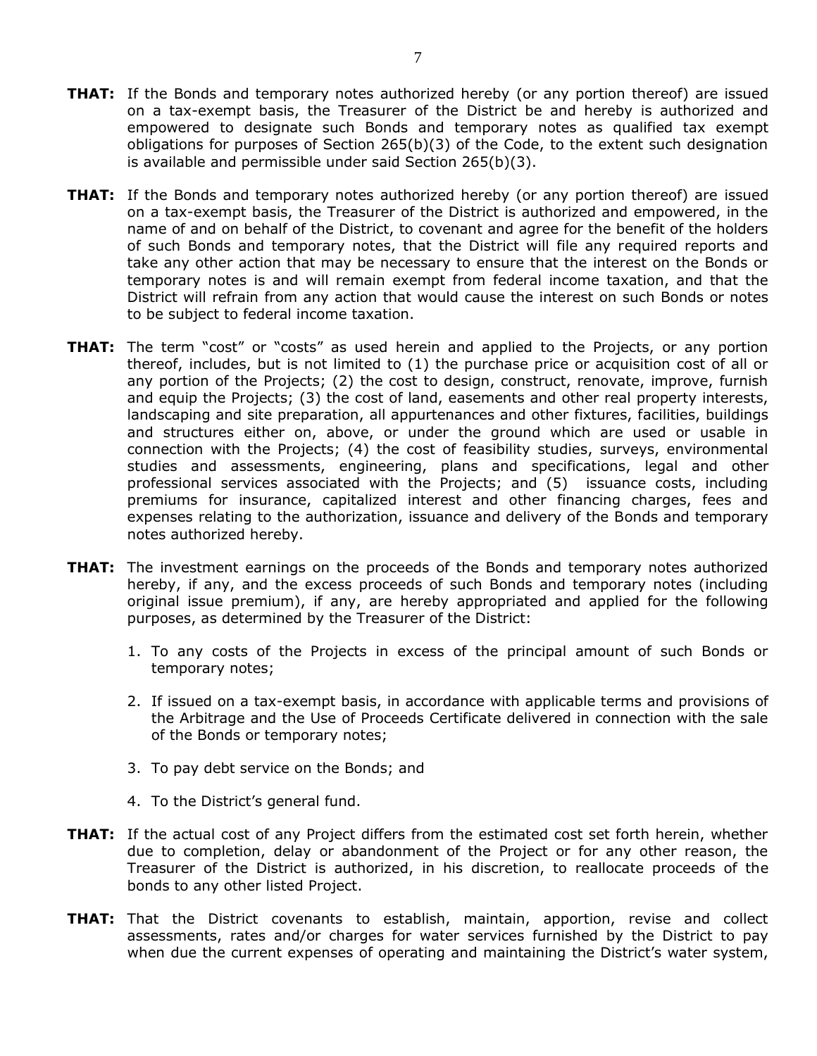**THAT:** If the Bonds and temporary notes authorized hereby (or any portion thereof) are issued on a tax-exempt basis, the Treasurer of the District be and hereby is authorized and empowered to designate such Bonds and temporary notes as qualified tax exempt obligations for purposes of Section 265(b)(3) of the Code, to the extent such designation is available and permissible under said Section 265(b)(3).

**THAT:** If the Bonds and temporary notes authorized hereby (or any portion thereof) are issued on a tax-exempt basis, the Treasurer of the District is authorized and empowered, in the name of and on behalf of the District, to covenant and agree for the benefit of the holders of such Bonds and temporary notes, that the District will file any required reports and take any other action that may be necessary to ensure that the interest on the Bonds or temporary notes is and will remain exempt from federal income taxation, and that the District will refrain from any action that would cause the interest on such Bonds or notes to be subject to federal income taxation.

**THAT:** The term "cost" or "costs" as used herein and applied to the Projects, or any portion thereof, includes, but is not limited to (1) the purchase price or acquisition cost of all or any portion of the Projects; (2) the cost to design, construct, renovate, improve, furnish and equip the Projects; (3) the cost of land, easements and other real property interests, landscaping and site preparation, all appurtenances and other fixtures, facilities, buildings and structures either on, above, or under the ground which are used or usable in connection with the Projects; (4) the cost of feasibility studies, surveys, environmental studies and assessments, engineering, plans and specifications, legal and other professional services associated with the Projects; and (5) issuance costs, including premiums for insurance, capitalized interest and other financing charges, fees and expenses relating to the authorization, issuance and delivery of the Bonds and temporary notes authorized hereby.

**THAT:** The investment earnings on the proceeds of the Bonds and temporary notes authorized hereby, if any, and the excess proceeds of such Bonds and temporary notes (including original issue premium), if any, are hereby appropriated and applied for the following purposes, as determined by the Treasurer of the District:

1. To any costs of the Projects in excess of the principal amount of such Bonds or temporary notes;
2. If issued on a tax-exempt basis, in accordance with applicable terms and provisions of the Arbitrage and the Use of Proceeds Certificate delivered in connection with the sale of the Bonds or temporary notes;
3. To pay debt service on the Bonds; and
4. To the District's general fund.

**THAT:** If the actual cost of any Project differs from the estimated cost set forth herein, whether due to completion, delay or abandonment of the Project or for any other reason, the Treasurer of the District is authorized, in his discretion, to reallocate proceeds of the bonds to any other listed Project.

**THAT:** That the District covenants to establish, maintain, apportion, revise and collect assessments, rates and/or charges for water services furnished by the District to pay when due the current expenses of operating and maintaining the District's water system,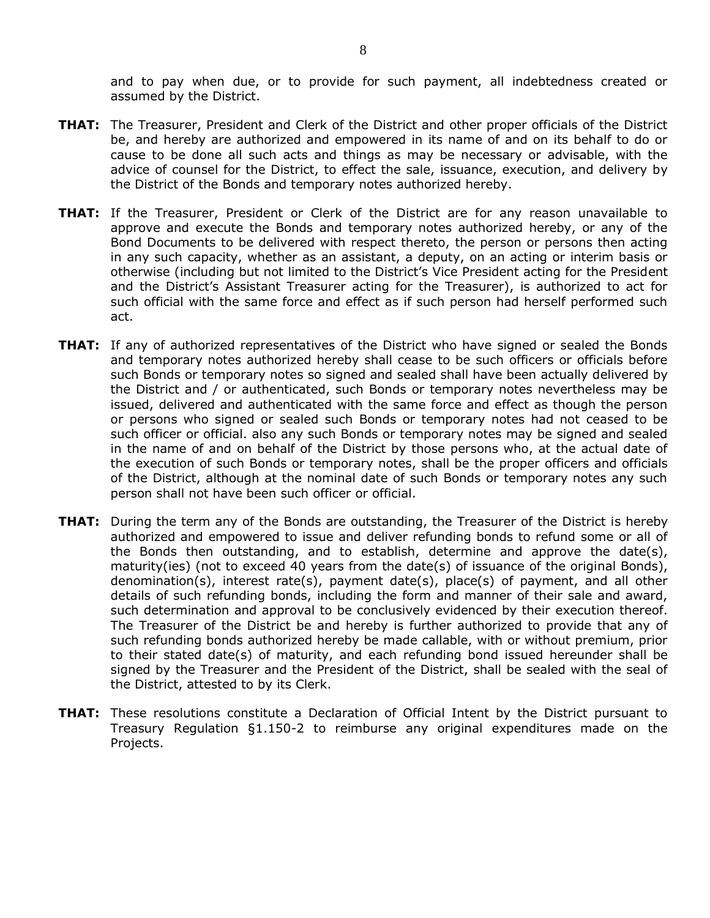and to pay when due, or to provide for such payment, all indebtedness created or assumed by the District.

**THAT:** The Treasurer, President and Clerk of the District and other proper officials of the District be, and hereby are authorized and empowered in its name of and on its behalf to do or cause to be done all such acts and things as may be necessary or advisable, with the advice of counsel for the District, to effect the sale, issuance, execution, and delivery by the District of the Bonds and temporary notes authorized hereby.

**THAT:** If the Treasurer, President or Clerk of the District are for any reason unavailable to approve and execute the Bonds and temporary notes authorized hereby, or any of the Bond Documents to be delivered with respect thereto, the person or persons then acting in any such capacity, whether as an assistant, a deputy, on an acting or interim basis or otherwise (including but not limited to the District's Vice President acting for the President and the District's Assistant Treasurer acting for the Treasurer), is authorized to act for such official with the same force and effect as if such person had herself performed such act.

**THAT:** If any of authorized representatives of the District who have signed or sealed the Bonds and temporary notes authorized hereby shall cease to be such officers or officials before such Bonds or temporary notes so signed and sealed shall have been actually delivered by the District and / or authenticated, such Bonds or temporary notes nevertheless may be issued, delivered and authenticated with the same force and effect as though the person or persons who signed or sealed such Bonds or temporary notes had not ceased to be such officer or official. also any such Bonds or temporary notes may be signed and sealed in the name of and on behalf of the District by those persons who, at the actual date of the execution of such Bonds or temporary notes, shall be the proper officers and officials of the District, although at the nominal date of such Bonds or temporary notes any such person shall not have been such officer or official.

**THAT:** During the term any of the Bonds are outstanding, the Treasurer of the District is hereby authorized and empowered to issue and deliver refunding bonds to refund some or all of the Bonds then outstanding, and to establish, determine and approve the date(s), maturity(ies) (not to exceed 40 years from the date(s) of issuance of the original Bonds), denomination(s), interest rate(s), payment date(s), place(s) of payment, and all other details of such refunding bonds, including the form and manner of their sale and award, such determination and approval to be conclusively evidenced by their execution thereof. The Treasurer of the District be and hereby is further authorized to provide that any of such refunding bonds authorized hereby be made callable, with or without premium, prior to their stated date(s) of maturity, and each refunding bond issued hereunder shall be signed by the Treasurer and the President of the District, shall be sealed with the seal of the District, attested to by its Clerk.

**THAT:** These resolutions constitute a Declaration of Official Intent by the District pursuant to Treasury Regulation §1.150-2 to reimburse any original expenditures made on the Projects.